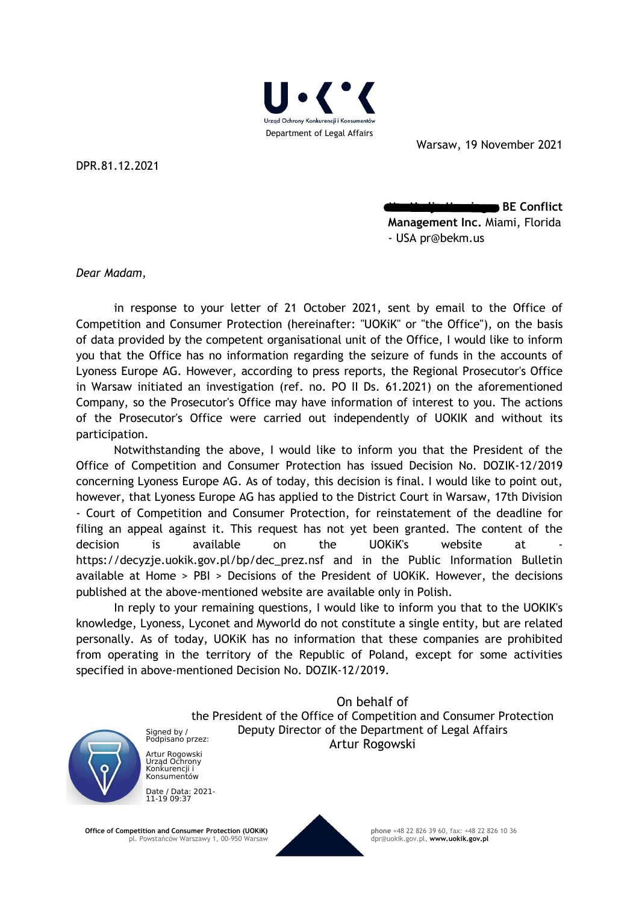U·K·K

Urząd Ochrony Konkurencji i Konsumentów

Department of Legal Affairs

Warsaw, 19 November 2021

DPR.81.12.2021

**BE Conflict Management Inc.** Miami, Florida - USA pr@bekm.us

*Dear Madam*,

in response to your letter of 21 October 2021, sent by email to the Office of Competition and Consumer Protection (hereinafter: "UOKiK" or "the Office"), on the basis of data provided by the competent organisational unit of the Office, I would like to inform you that the Office has no information regarding the seizure of funds in the accounts of Lyoness Europe AG. However, according to press reports, the Regional Prosecutor's Office in Warsaw initiated an investigation (ref. no. PO II Ds. 61.2021) on the aforementioned Company, so the Prosecutor's Office may have information of interest to you. The actions of the Prosecutor's Office were carried out independently of UOKIK and without its participation.

Notwithstanding the above, I would like to inform you that the President of the Office of Competition and Consumer Protection has issued Decision No. DOZIK-12/2019 concerning Lyoness Europe AG. As of today, this decision is final. I would like to point out, however, that Lyoness Europe AG has applied to the District Court in Warsaw, 17th Division - Court of Competition and Consumer Protection, for reinstatement of the deadline for filing an appeal against it. This request has not yet been granted. The content of the decision is available on the UOKiK's website at - https://decyzje.uokik.gov.pl/bp/dec_prez.nsf and in the Public Information Bulletin available at Home > PBI > Decisions of the President of UOKiK. However, the decisions published at the above-mentioned website are available only in Polish.

In reply to your remaining questions, I would like to inform you that to the UOKIK's knowledge, Lyoness, Lyconet and Myworld do not constitute a single entity, but are related personally. As of today, UOKiK has no information that these companies are prohibited from operating in the territory of the Republic of Poland, except for some activities specified in above-mentioned Decision No. DOZIK-12/2019.

On behalf of
the President of the Office of Competition and Consumer Protection
Deputy Director of the Department of Legal Affairs
Artur Rogowski

Signed by / Podpisano przez:

Artur Rogowski
Urząd Ochrony Konkurencji i Konsumentów

Date / Data: 2021-11-19 09:37

**Office of Competition and Consumer Protection (UOKiK)**
pl. Powstańców Warszawy 1, 00-950 Warsaw

**phone** +48 22 826 39 60, fax: +48 22 826 10 36
dpr@uokik.gov.pl, **www.uokik.gov.pl**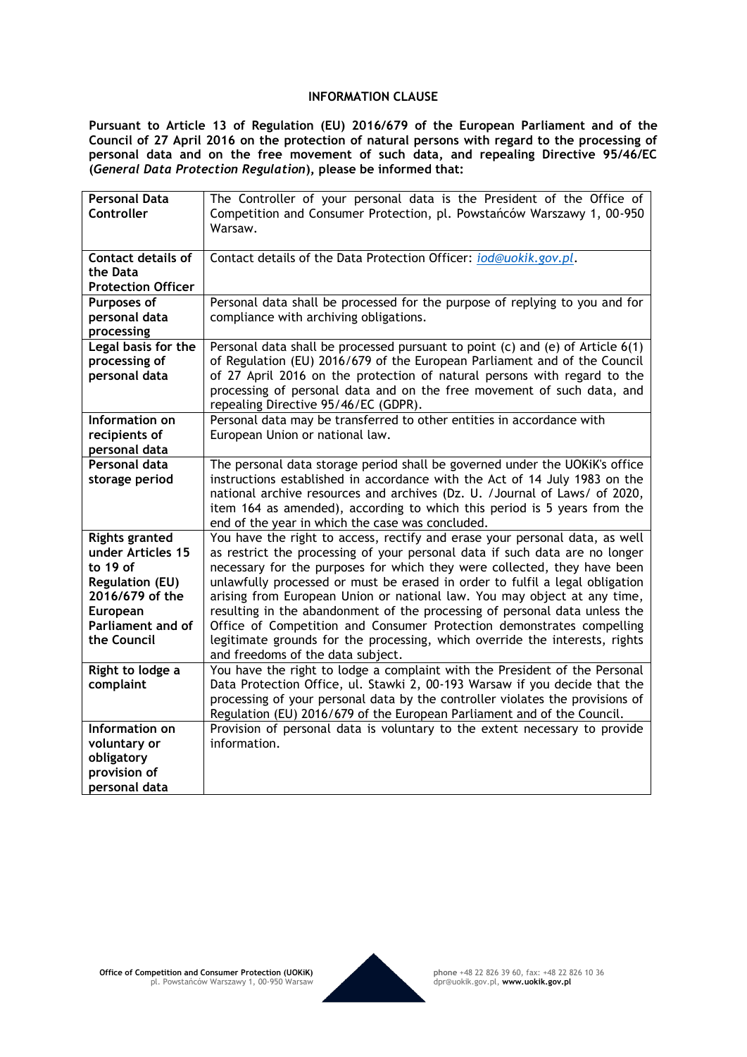**INFORMATION CLAUSE**

**Pursuant to Article 13 of Regulation (EU) 2016/679 of the European Parliament and of the Council of 27 April 2016 on the protection of natural persons with regard to the processing of personal data and on the free movement of such data, and repealing Directive 95/46/EC (*General Data Protection Regulation*), please be informed that:**

| | |
|---|---|
| **Personal Data Controller** | The Controller of your personal data is the President of the Office of Competition and Consumer Protection, pl. Powstańców Warszawy 1, 00-950 Warsaw. |
| **Contact details of the Data Protection Officer** | Contact details of the Data Protection Officer: *iod@uokik.gov.pl*. |
| **Purposes of personal data processing** | Personal data shall be processed for the purpose of replying to you and for compliance with archiving obligations. |
| **Legal basis for the processing of personal data** | Personal data shall be processed pursuant to point (c) and (e) of Article 6(1) of Regulation (EU) 2016/679 of the European Parliament and of the Council of 27 April 2016 on the protection of natural persons with regard to the processing of personal data and on the free movement of such data, and repealing Directive 95/46/EC (GDPR). |
| **Information on recipients of personal data** | Personal data may be transferred to other entities in accordance with European Union or national law. |
| **Personal data storage period** | The personal data storage period shall be governed under the UOKiK's office instructions established in accordance with the Act of 14 July 1983 on the national archive resources and archives (Dz. U. /Journal of Laws/ of 2020, item 164 as amended), according to which this period is 5 years from the end of the year in which the case was concluded. |
| **Rights granted under Articles 15 to 19 of Regulation (EU) 2016/679 of the European Parliament and of the Council** | You have the right to access, rectify and erase your personal data, as well as restrict the processing of your personal data if such data are no longer necessary for the purposes for which they were collected, they have been unlawfully processed or must be erased in order to fulfil a legal obligation arising from European Union or national law. You may object at any time, resulting in the abandonment of the processing of personal data unless the Office of Competition and Consumer Protection demonstrates compelling legitimate grounds for the processing, which override the interests, rights and freedoms of the data subject. |
| **Right to lodge a complaint** | You have the right to lodge a complaint with the President of the Personal Data Protection Office, ul. Stawki 2, 00-193 Warsaw if you decide that the processing of your personal data by the controller violates the provisions of Regulation (EU) 2016/679 of the European Parliament and of the Council. |
| **Information on voluntary or obligatory provision of personal data** | Provision of personal data is voluntary to the extent necessary to provide information. |